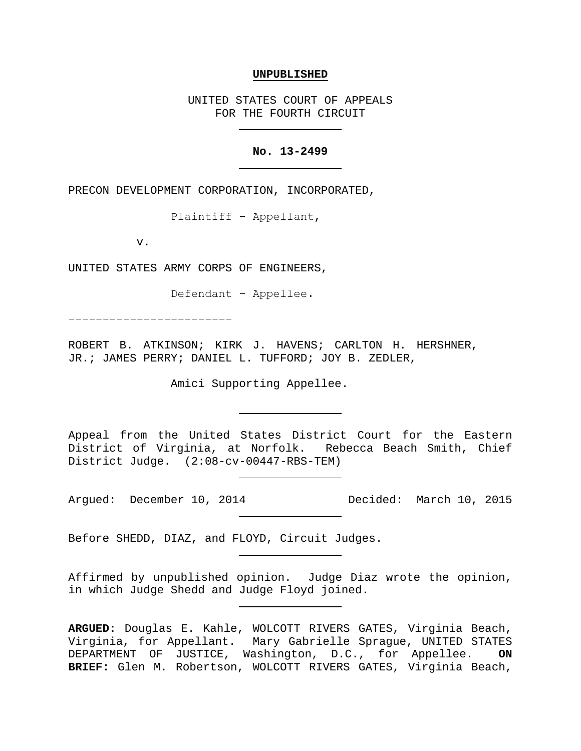**UNPUBLISHED**

UNITED STATES COURT OF APPEALS
FOR THE FOURTH CIRCUIT

**No. 13-2499**

PRECON DEVELOPMENT CORPORATION, INCORPORATED,

Plaintiff – Appellant,

v.

UNITED STATES ARMY CORPS OF ENGINEERS,

Defendant – Appellee.

------------------------

ROBERT B. ATKINSON; KIRK J. HAVENS; CARLTON H. HERSHNER, JR.; JAMES PERRY; DANIEL L. TUFFORD; JOY B. ZEDLER,

Amici Supporting Appellee.

Appeal from the United States District Court for the Eastern District of Virginia, at Norfolk. Rebecca Beach Smith, Chief District Judge. (2:08-cv-00447-RBS-TEM)

Argued: December 10, 2014 Decided: March 10, 2015

Before SHEDD, DIAZ, and FLOYD, Circuit Judges.

Affirmed by unpublished opinion. Judge Diaz wrote the opinion, in which Judge Shedd and Judge Floyd joined.

**ARGUED:** Douglas E. Kahle, WOLCOTT RIVERS GATES, Virginia Beach, Virginia, for Appellant. Mary Gabrielle Sprague, UNITED STATES DEPARTMENT OF JUSTICE, Washington, D.C., for Appellee. **ON BRIEF:** Glen M. Robertson, WOLCOTT RIVERS GATES, Virginia Beach,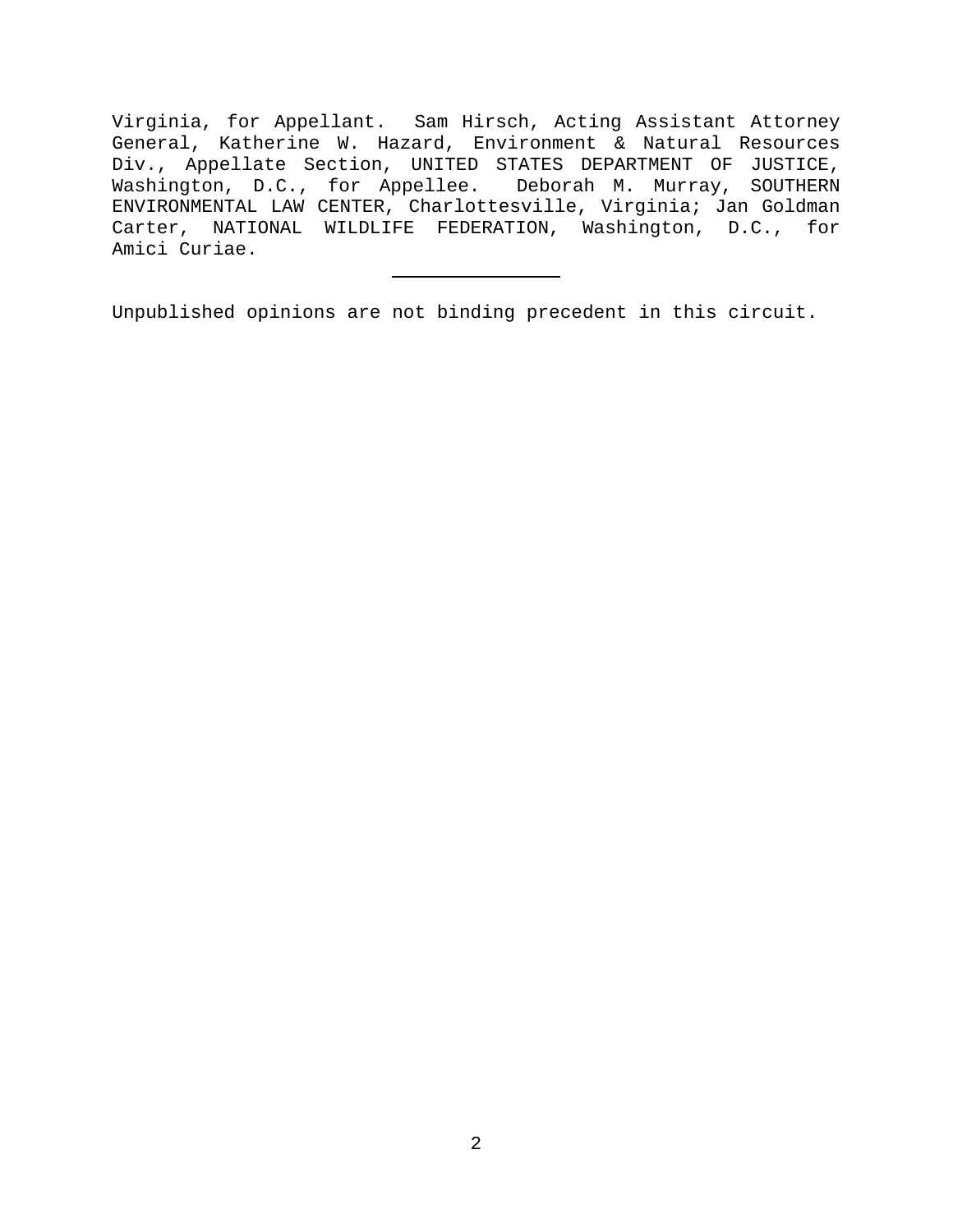Virginia, for Appellant. Sam Hirsch, Acting Assistant Attorney General, Katherine W. Hazard, Environment & Natural Resources Div., Appellate Section, UNITED STATES DEPARTMENT OF JUSTICE, Washington, D.C., for Appellee. Deborah M. Murray, SOUTHERN ENVIRONMENTAL LAW CENTER, Charlottesville, Virginia; Jan Goldman Carter, NATIONAL WILDLIFE FEDERATION, Washington, D.C., for Amici Curiae.

---

Unpublished opinions are not binding precedent in this circuit.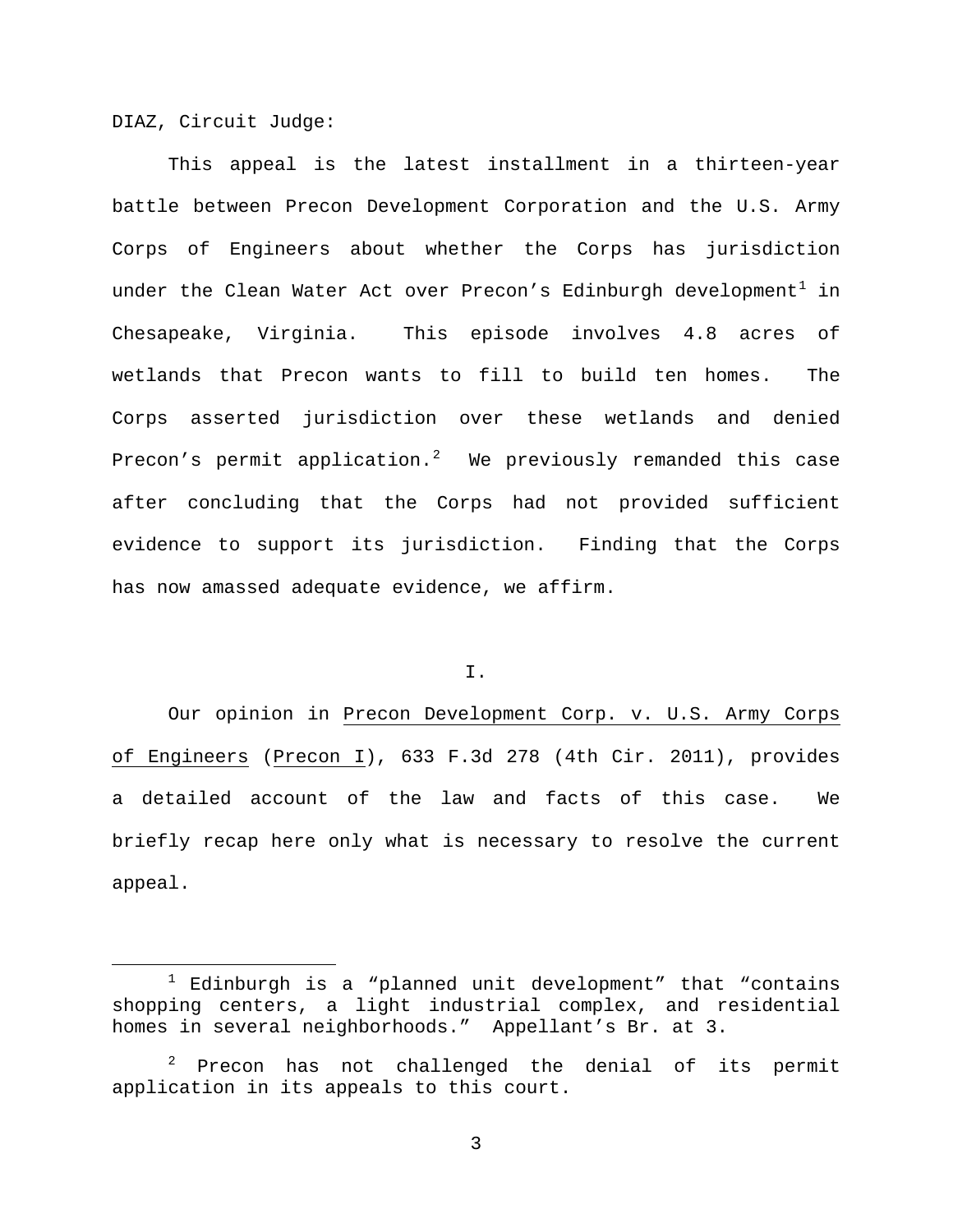DIAZ, Circuit Judge:

This appeal is the latest installment in a thirteen-year battle between Precon Development Corporation and the U.S. Army Corps of Engineers about whether the Corps has jurisdiction under the Clean Water Act over Precon's Edinburgh development[1] in Chesapeake, Virginia. This episode involves 4.8 acres of wetlands that Precon wants to fill to build ten homes. The Corps asserted jurisdiction over these wetlands and denied Precon's permit application.[2] We previously remanded this case after concluding that the Corps had not provided sufficient evidence to support its jurisdiction. Finding that the Corps has now amassed adequate evidence, we affirm.

# I.

Our opinion in Precon Development Corp. v. U.S. Army Corps of Engineers (Precon I), 633 F.3d 278 (4th Cir. 2011), provides a detailed account of the law and facts of this case. We briefly recap here only what is necessary to resolve the current appeal.

---

[1] Edinburgh is a "planned unit development" that "contains shopping centers, a light industrial complex, and residential homes in several neighborhoods." Appellant's Br. at 3.

[2] Precon has not challenged the denial of its permit application in its appeals to this court.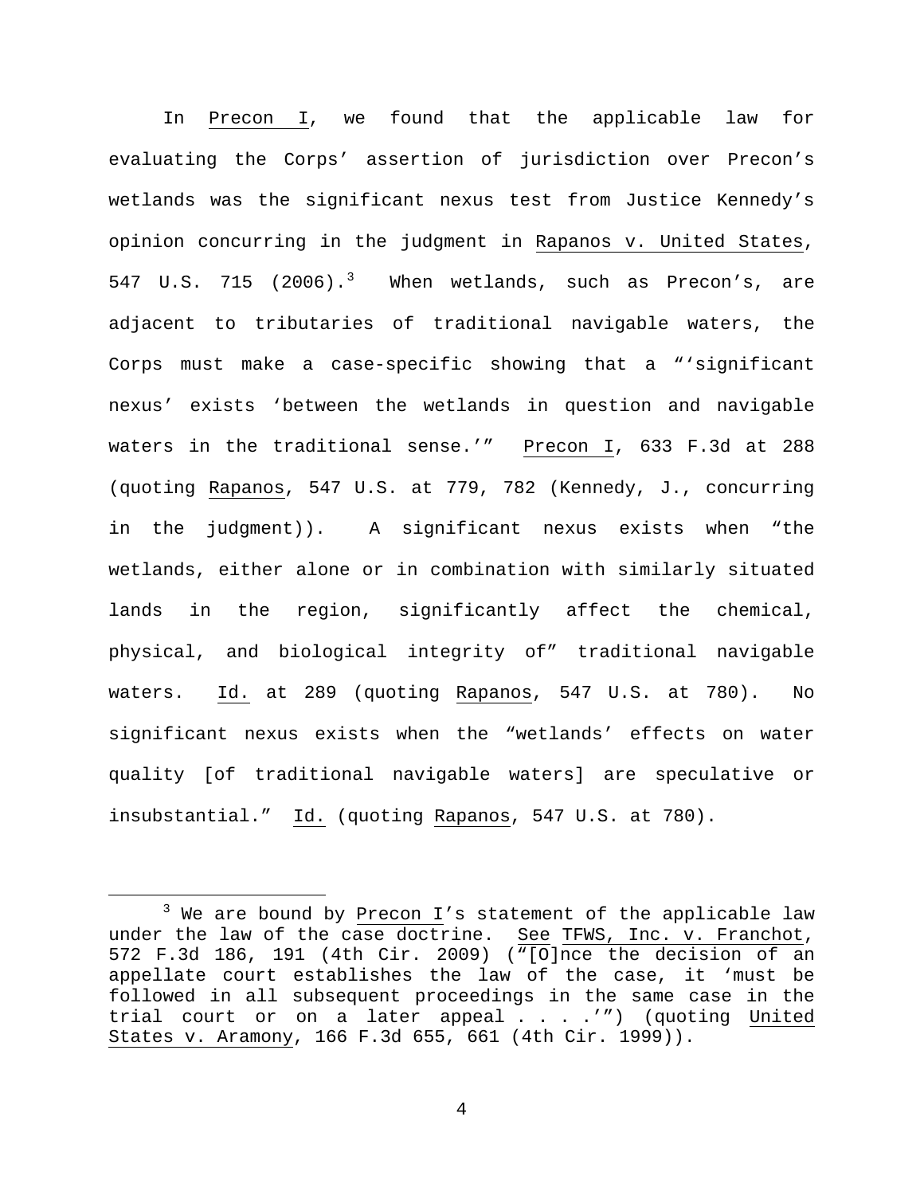In Precon I, we found that the applicable law for evaluating the Corps' assertion of jurisdiction over Precon's wetlands was the significant nexus test from Justice Kennedy's opinion concurring in the judgment in Rapanos v. United States, 547 U.S. 715 (2006).[3] When wetlands, such as Precon's, are adjacent to tributaries of traditional navigable waters, the Corps must make a case-specific showing that a "'significant nexus' exists 'between the wetlands in question and navigable waters in the traditional sense.'" Precon I, 633 F.3d at 288 (quoting Rapanos, 547 U.S. at 779, 782 (Kennedy, J., concurring in the judgment)). A significant nexus exists when "the wetlands, either alone or in combination with similarly situated lands in the region, significantly affect the chemical, physical, and biological integrity of" traditional navigable waters. Id. at 289 (quoting Rapanos, 547 U.S. at 780). No significant nexus exists when the "wetlands' effects on water quality [of traditional navigable waters] are speculative or insubstantial." Id. (quoting Rapanos, 547 U.S. at 780).

---

[3] We are bound by Precon I's statement of the applicable law under the law of the case doctrine. See TFWS, Inc. v. Franchot, 572 F.3d 186, 191 (4th Cir. 2009) ("[O]nce the decision of an appellate court establishes the law of the case, it 'must be followed in all subsequent proceedings in the same case in the trial court or on a later appeal . . . .'") (quoting United States v. Aramony, 166 F.3d 655, 661 (4th Cir. 1999)).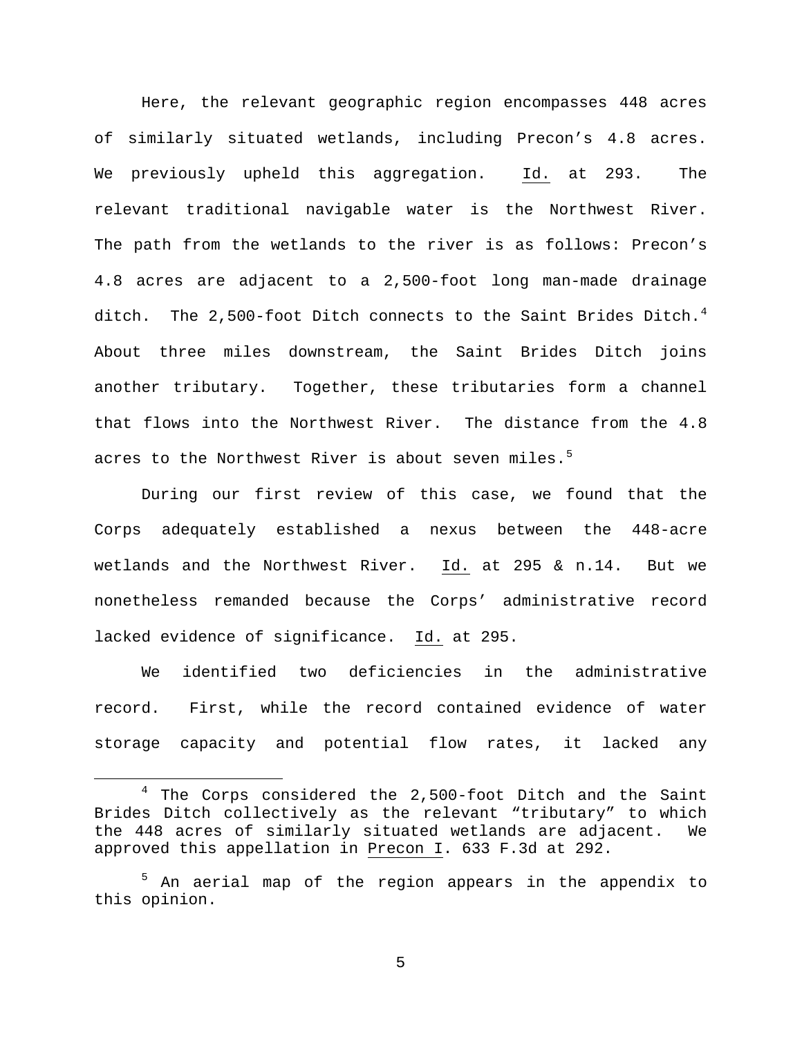Here, the relevant geographic region encompasses 448 acres of similarly situated wetlands, including Precon's 4.8 acres. We previously upheld this aggregation. Id. at 293. The relevant traditional navigable water is the Northwest River. The path from the wetlands to the river is as follows: Precon's 4.8 acres are adjacent to a 2,500-foot long man-made drainage ditch. The 2,500-foot Ditch connects to the Saint Brides Ditch.[4] About three miles downstream, the Saint Brides Ditch joins another tributary. Together, these tributaries form a channel that flows into the Northwest River. The distance from the 4.8 acres to the Northwest River is about seven miles.[5]

During our first review of this case, we found that the Corps adequately established a nexus between the 448-acre wetlands and the Northwest River. Id. at 295 & n.14. But we nonetheless remanded because the Corps' administrative record lacked evidence of significance. Id. at 295.

We identified two deficiencies in the administrative record. First, while the record contained evidence of water storage capacity and potential flow rates, it lacked any

---

[4] The Corps considered the 2,500-foot Ditch and the Saint Brides Ditch collectively as the relevant "tributary" to which the 448 acres of similarly situated wetlands are adjacent. We approved this appellation in Precon I. 633 F.3d at 292.

[5] An aerial map of the region appears in the appendix to this opinion.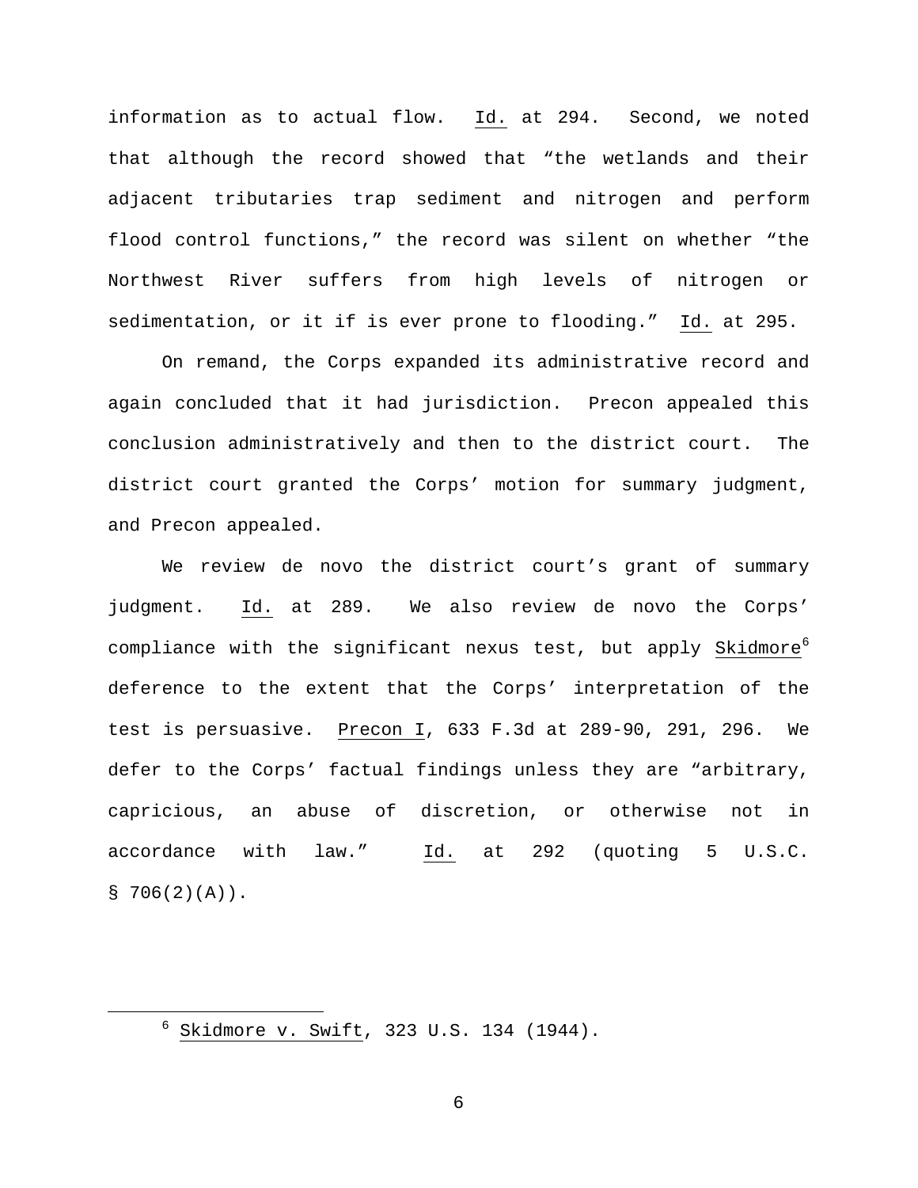information as to actual flow. Id. at 294. Second, we noted that although the record showed that "the wetlands and their adjacent tributaries trap sediment and nitrogen and perform flood control functions," the record was silent on whether "the Northwest River suffers from high levels of nitrogen or sedimentation, or it if is ever prone to flooding." Id. at 295.

On remand, the Corps expanded its administrative record and again concluded that it had jurisdiction. Precon appealed this conclusion administratively and then to the district court. The district court granted the Corps' motion for summary judgment, and Precon appealed.

We review de novo the district court's grant of summary judgment. Id. at 289. We also review de novo the Corps' compliance with the significant nexus test, but apply Skidmore[6] deference to the extent that the Corps' interpretation of the test is persuasive. Precon I, 633 F.3d at 289-90, 291, 296. We defer to the Corps' factual findings unless they are "arbitrary, capricious, an abuse of discretion, or otherwise not in accordance with law." Id. at 292 (quoting 5 U.S.C. § 706(2)(A)).

---

[6] Skidmore v. Swift, 323 U.S. 134 (1944).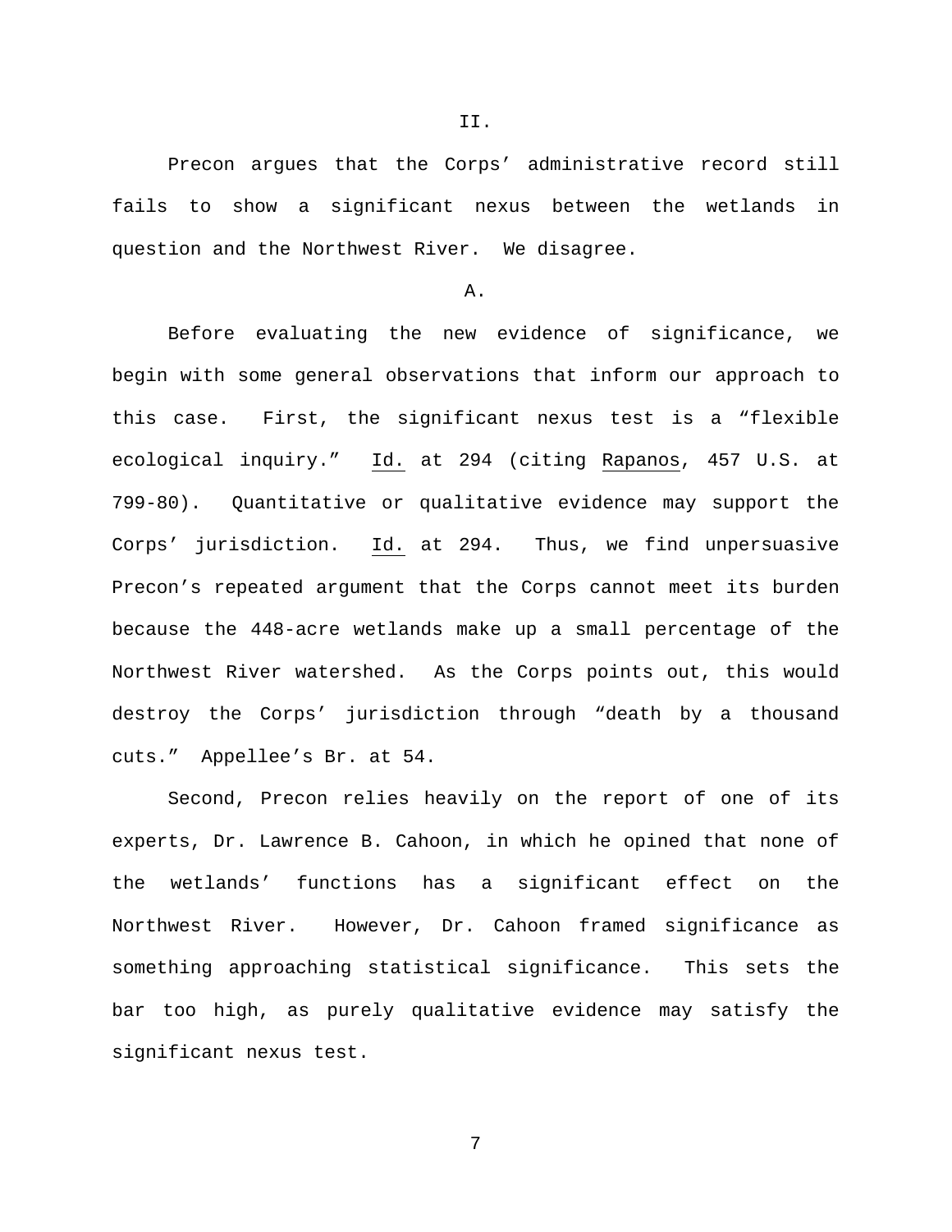## II.

Precon argues that the Corps' administrative record still fails to show a significant nexus between the wetlands in question and the Northwest River. We disagree.

### A.

Before evaluating the new evidence of significance, we begin with some general observations that inform our approach to this case. First, the significant nexus test is a "flexible ecological inquiry." Id. at 294 (citing Rapanos, 457 U.S. at 799-80). Quantitative or qualitative evidence may support the Corps' jurisdiction. Id. at 294. Thus, we find unpersuasive Precon's repeated argument that the Corps cannot meet its burden because the 448-acre wetlands make up a small percentage of the Northwest River watershed. As the Corps points out, this would destroy the Corps' jurisdiction through "death by a thousand cuts." Appellee's Br. at 54.

Second, Precon relies heavily on the report of one of its experts, Dr. Lawrence B. Cahoon, in which he opined that none of the wetlands' functions has a significant effect on the Northwest River. However, Dr. Cahoon framed significance as something approaching statistical significance. This sets the bar too high, as purely qualitative evidence may satisfy the significant nexus test.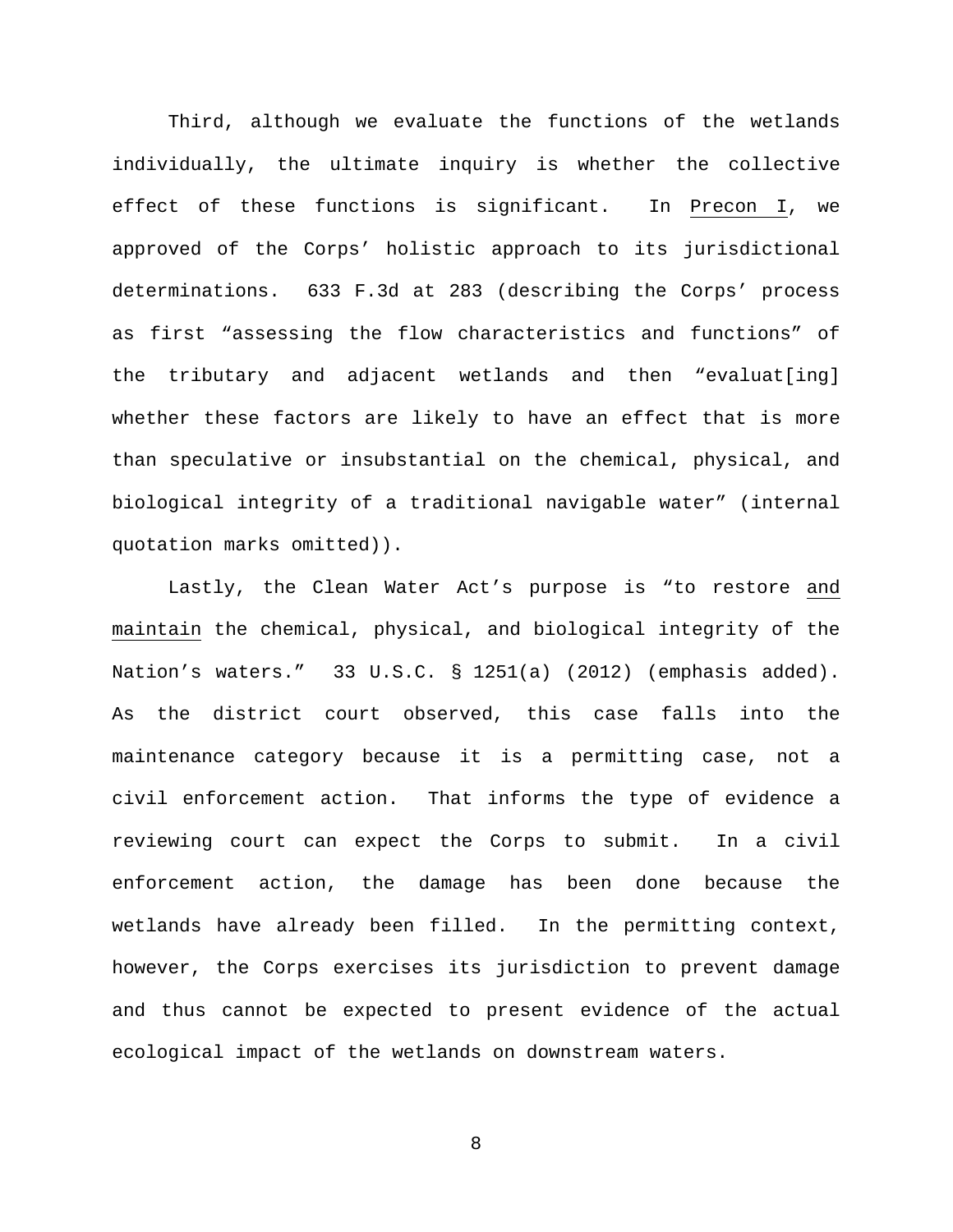Third, although we evaluate the functions of the wetlands individually, the ultimate inquiry is whether the collective effect of these functions is significant. In Precon I, we approved of the Corps' holistic approach to its jurisdictional determinations. 633 F.3d at 283 (describing the Corps' process as first "assessing the flow characteristics and functions" of the tributary and adjacent wetlands and then "evaluat[ing] whether these factors are likely to have an effect that is more than speculative or insubstantial on the chemical, physical, and biological integrity of a traditional navigable water" (internal quotation marks omitted)).

Lastly, the Clean Water Act's purpose is "to restore and maintain the chemical, physical, and biological integrity of the Nation's waters." 33 U.S.C. § 1251(a) (2012) (emphasis added). As the district court observed, this case falls into the maintenance category because it is a permitting case, not a civil enforcement action. That informs the type of evidence a reviewing court can expect the Corps to submit. In a civil enforcement action, the damage has been done because the wetlands have already been filled. In the permitting context, however, the Corps exercises its jurisdiction to prevent damage and thus cannot be expected to present evidence of the actual ecological impact of the wetlands on downstream waters.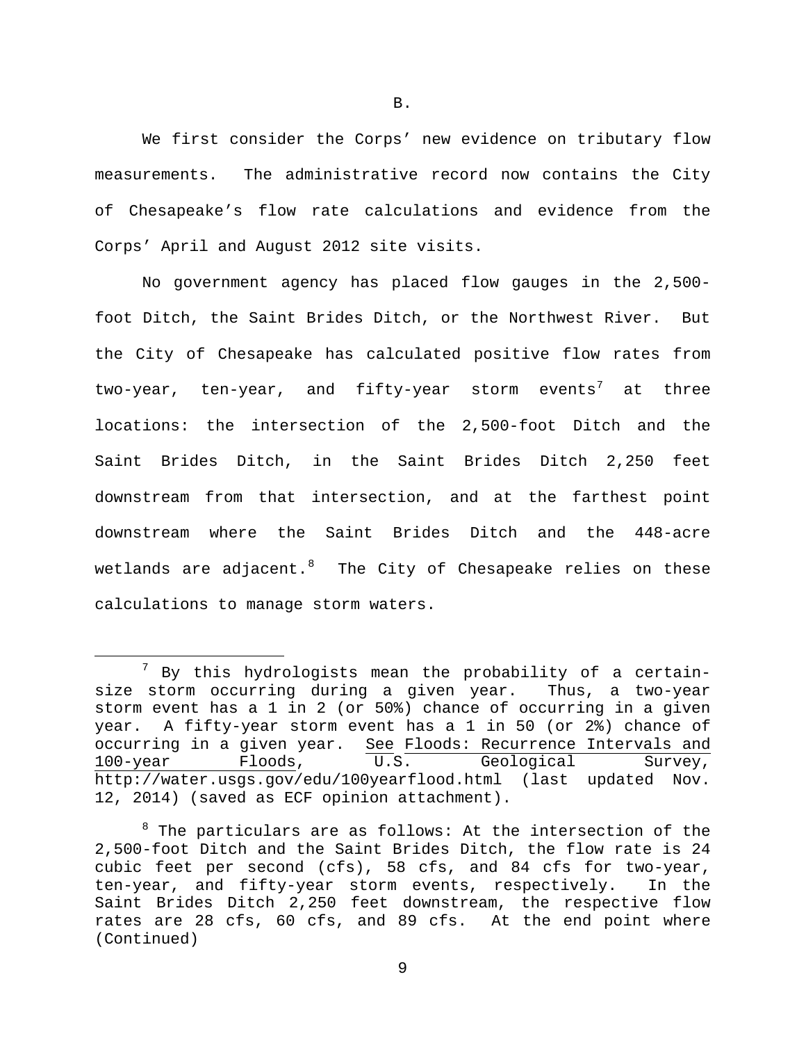B.

We first consider the Corps' new evidence on tributary flow measurements. The administrative record now contains the City of Chesapeake's flow rate calculations and evidence from the Corps' April and August 2012 site visits.

No government agency has placed flow gauges in the 2,500-foot Ditch, the Saint Brides Ditch, or the Northwest River. But the City of Chesapeake has calculated positive flow rates from two-year, ten-year, and fifty-year storm events[7] at three locations: the intersection of the 2,500-foot Ditch and the Saint Brides Ditch, in the Saint Brides Ditch 2,250 feet downstream from that intersection, and at the farthest point downstream where the Saint Brides Ditch and the 448-acre wetlands are adjacent.[8] The City of Chesapeake relies on these calculations to manage storm waters.

---

[7] By this hydrologists mean the probability of a certain-size storm occurring during a given year. Thus, a two-year storm event has a 1 in 2 (or 50%) chance of occurring in a given year. A fifty-year storm event has a 1 in 50 (or 2%) chance of occurring in a given year. See Floods: Recurrence Intervals and 100-year Floods, U.S. Geological Survey, http://water.usgs.gov/edu/100yearflood.html (last updated Nov. 12, 2014) (saved as ECF opinion attachment).

[8] The particulars are as follows: At the intersection of the 2,500-foot Ditch and the Saint Brides Ditch, the flow rate is 24 cubic feet per second (cfs), 58 cfs, and 84 cfs for two-year, ten-year, and fifty-year storm events, respectively. In the Saint Brides Ditch 2,250 feet downstream, the respective flow rates are 28 cfs, 60 cfs, and 89 cfs. At the end point where (Continued)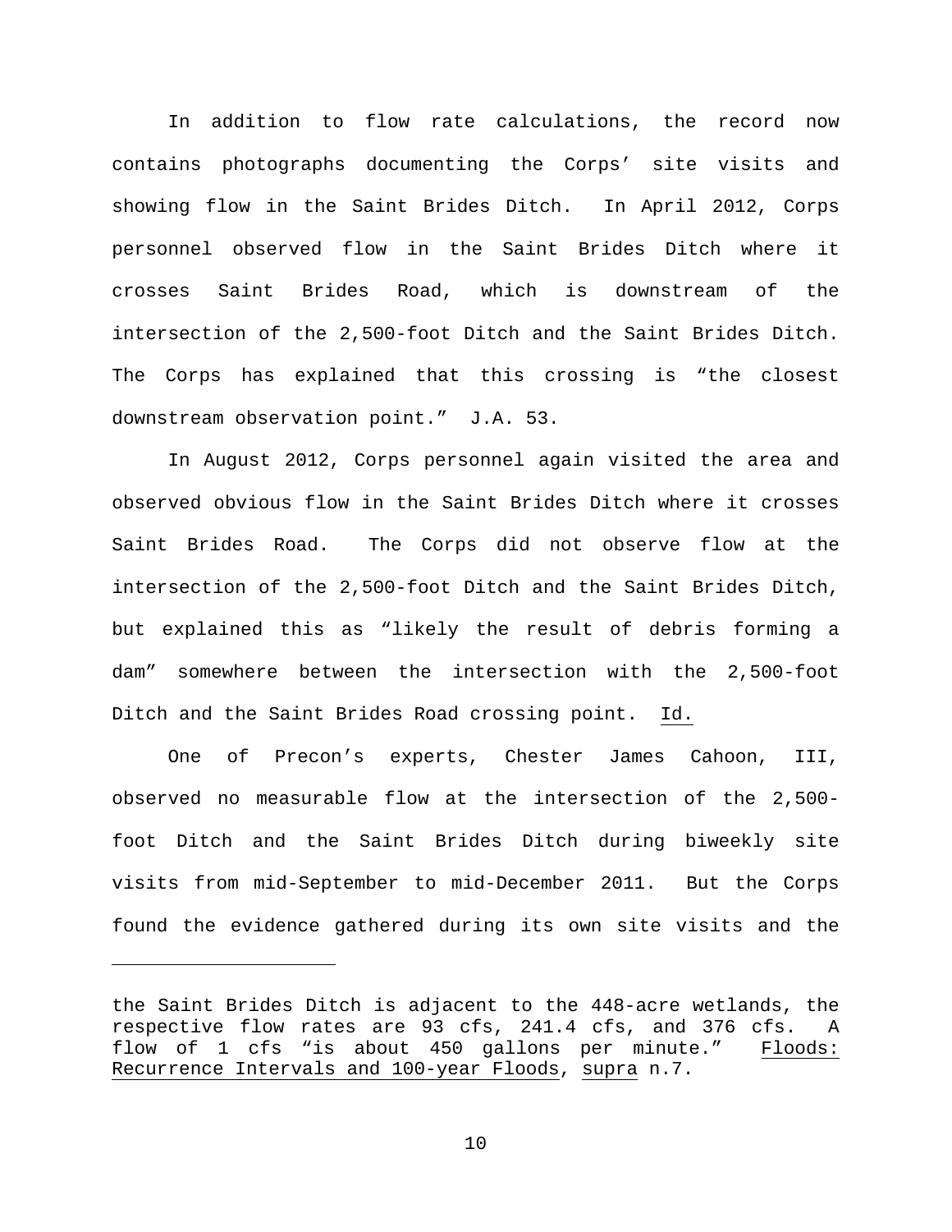In addition to flow rate calculations, the record now contains photographs documenting the Corps' site visits and showing flow in the Saint Brides Ditch. In April 2012, Corps personnel observed flow in the Saint Brides Ditch where it crosses Saint Brides Road, which is downstream of the intersection of the 2,500-foot Ditch and the Saint Brides Ditch. The Corps has explained that this crossing is "the closest downstream observation point." J.A. 53.

In August 2012, Corps personnel again visited the area and observed obvious flow in the Saint Brides Ditch where it crosses Saint Brides Road. The Corps did not observe flow at the intersection of the 2,500-foot Ditch and the Saint Brides Ditch, but explained this as "likely the result of debris forming a dam" somewhere between the intersection with the 2,500-foot Ditch and the Saint Brides Road crossing point. Id.

One of Precon's experts, Chester James Cahoon, III, observed no measurable flow at the intersection of the 2,500-foot Ditch and the Saint Brides Ditch during biweekly site visits from mid-September to mid-December 2011. But the Corps found the evidence gathered during its own site visits and the

---

the Saint Brides Ditch is adjacent to the 448-acre wetlands, the respective flow rates are 93 cfs, 241.4 cfs, and 376 cfs. A flow of 1 cfs "is about 450 gallons per minute." Floods: Recurrence Intervals and 100-year Floods, supra n.7.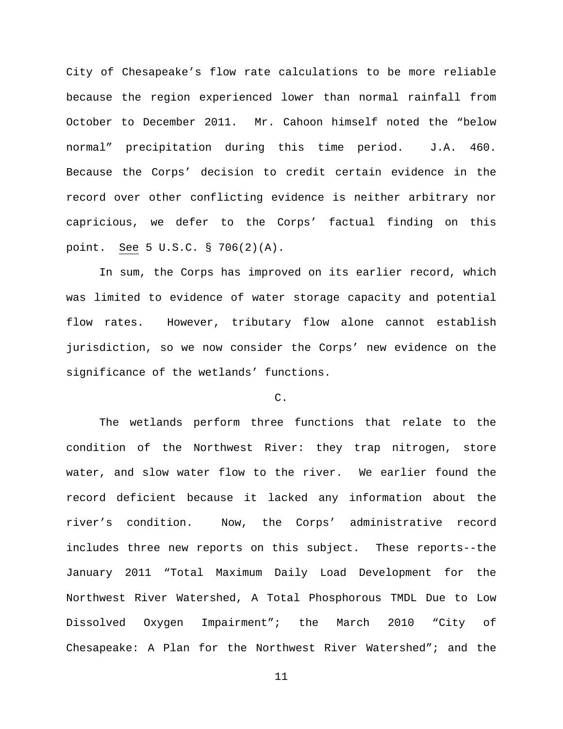City of Chesapeake's flow rate calculations to be more reliable because the region experienced lower than normal rainfall from October to December 2011. Mr. Cahoon himself noted the "below normal" precipitation during this time period. J.A. 460. Because the Corps' decision to credit certain evidence in the record over other conflicting evidence is neither arbitrary nor capricious, we defer to the Corps' factual finding on this point. See 5 U.S.C. § 706(2)(A).

In sum, the Corps has improved on its earlier record, which was limited to evidence of water storage capacity and potential flow rates. However, tributary flow alone cannot establish jurisdiction, so we now consider the Corps' new evidence on the significance of the wetlands' functions.

C.

The wetlands perform three functions that relate to the condition of the Northwest River: they trap nitrogen, store water, and slow water flow to the river. We earlier found the record deficient because it lacked any information about the river's condition. Now, the Corps' administrative record includes three new reports on this subject. These reports--the January 2011 "Total Maximum Daily Load Development for the Northwest River Watershed, A Total Phosphorous TMDL Due to Low Dissolved Oxygen Impairment"; the March 2010 "City of Chesapeake: A Plan for the Northwest River Watershed"; and the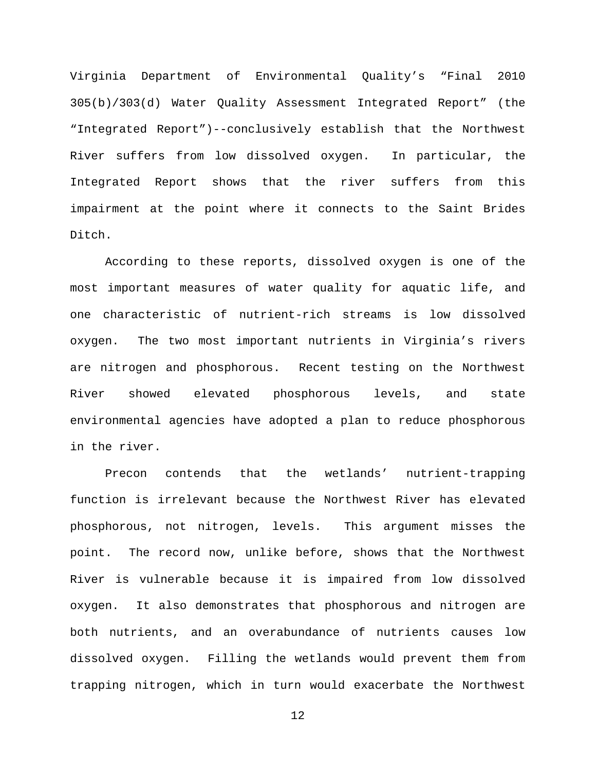Virginia Department of Environmental Quality's "Final 2010 305(b)/303(d) Water Quality Assessment Integrated Report" (the "Integrated Report")--conclusively establish that the Northwest River suffers from low dissolved oxygen. In particular, the Integrated Report shows that the river suffers from this impairment at the point where it connects to the Saint Brides Ditch.

According to these reports, dissolved oxygen is one of the most important measures of water quality for aquatic life, and one characteristic of nutrient-rich streams is low dissolved oxygen. The two most important nutrients in Virginia's rivers are nitrogen and phosphorous. Recent testing on the Northwest River showed elevated phosphorous levels, and state environmental agencies have adopted a plan to reduce phosphorous in the river.

Precon contends that the wetlands' nutrient-trapping function is irrelevant because the Northwest River has elevated phosphorous, not nitrogen, levels. This argument misses the point. The record now, unlike before, shows that the Northwest River is vulnerable because it is impaired from low dissolved oxygen. It also demonstrates that phosphorous and nitrogen are both nutrients, and an overabundance of nutrients causes low dissolved oxygen. Filling the wetlands would prevent them from trapping nitrogen, which in turn would exacerbate the Northwest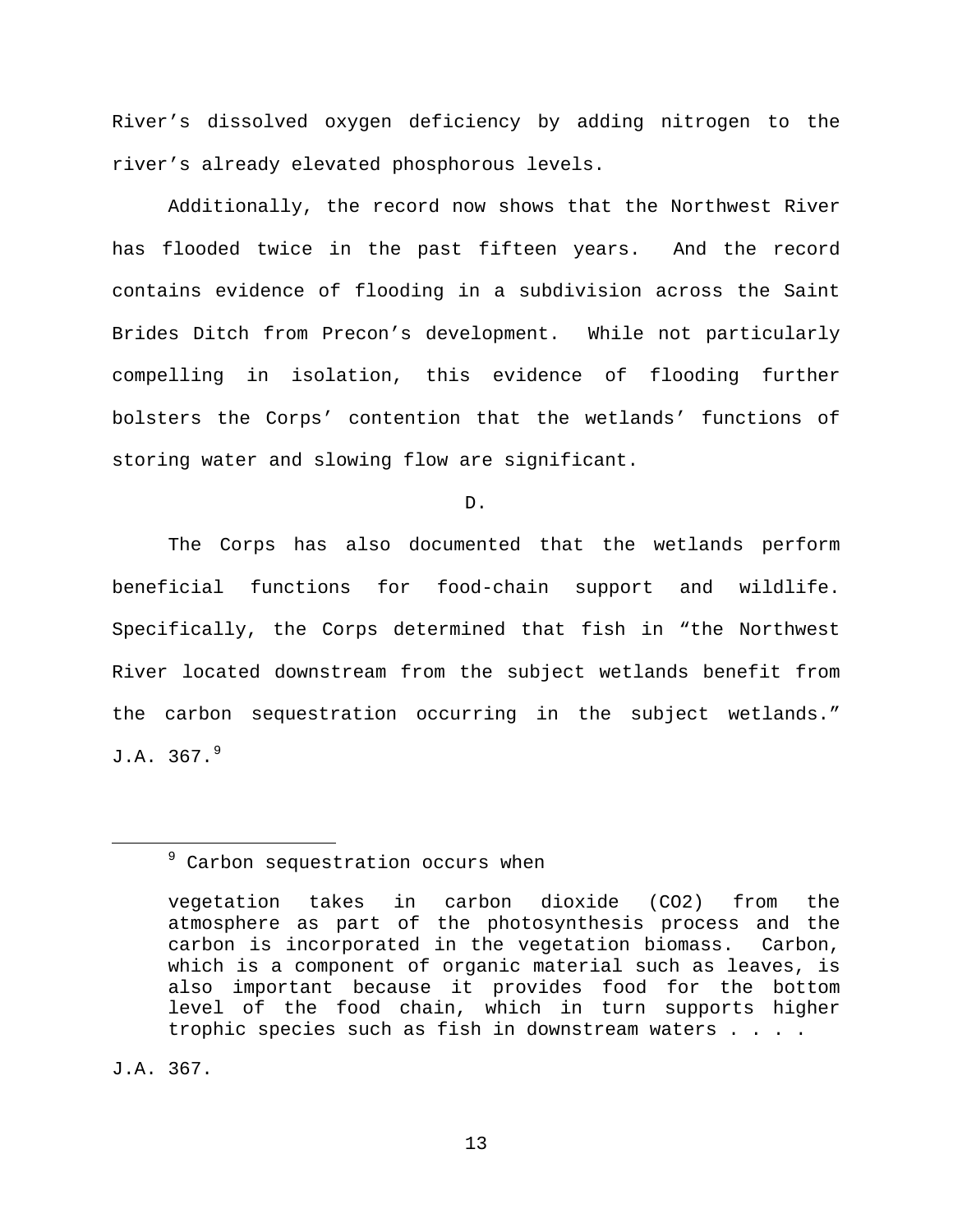River's dissolved oxygen deficiency by adding nitrogen to the river's already elevated phosphorous levels.

Additionally, the record now shows that the Northwest River has flooded twice in the past fifteen years. And the record contains evidence of flooding in a subdivision across the Saint Brides Ditch from Precon's development. While not particularly compelling in isolation, this evidence of flooding further bolsters the Corps' contention that the wetlands' functions of storing water and slowing flow are significant.

D.

The Corps has also documented that the wetlands perform beneficial functions for food-chain support and wildlife. Specifically, the Corps determined that fish in "the Northwest River located downstream from the subject wetlands benefit from the carbon sequestration occurring in the subject wetlands." J.A. 367.[9]

---

[9] Carbon sequestration occurs when

> vegetation takes in carbon dioxide ($CO_2$) from the atmosphere as part of the photosynthesis process and the carbon is incorporated in the vegetation biomass. Carbon, which is a component of organic material such as leaves, is also important because it provides food for the bottom level of the food chain, which in turn supports higher trophic species such as fish in downstream waters . . . .

J.A. 367.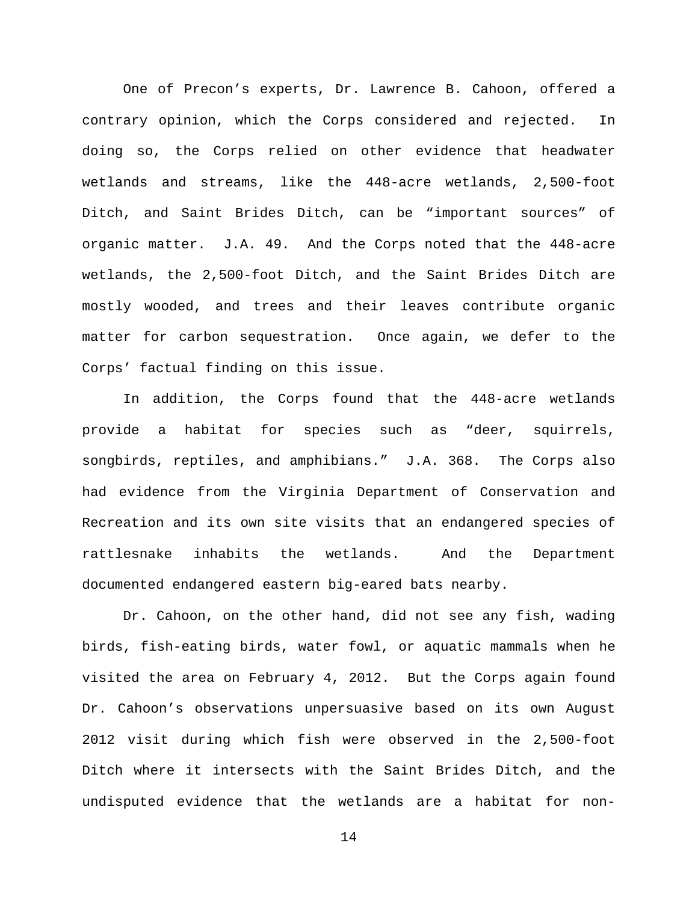One of Precon's experts, Dr. Lawrence B. Cahoon, offered a contrary opinion, which the Corps considered and rejected. In doing so, the Corps relied on other evidence that headwater wetlands and streams, like the 448-acre wetlands, 2,500-foot Ditch, and Saint Brides Ditch, can be "important sources" of organic matter. J.A. 49. And the Corps noted that the 448-acre wetlands, the 2,500-foot Ditch, and the Saint Brides Ditch are mostly wooded, and trees and their leaves contribute organic matter for carbon sequestration. Once again, we defer to the Corps' factual finding on this issue.

In addition, the Corps found that the 448-acre wetlands provide a habitat for species such as "deer, squirrels, songbirds, reptiles, and amphibians." J.A. 368. The Corps also had evidence from the Virginia Department of Conservation and Recreation and its own site visits that an endangered species of rattlesnake inhabits the wetlands. And the Department documented endangered eastern big-eared bats nearby.

Dr. Cahoon, on the other hand, did not see any fish, wading birds, fish-eating birds, water fowl, or aquatic mammals when he visited the area on February 4, 2012. But the Corps again found Dr. Cahoon's observations unpersuasive based on its own August 2012 visit during which fish were observed in the 2,500-foot Ditch where it intersects with the Saint Brides Ditch, and the undisputed evidence that the wetlands are a habitat for non-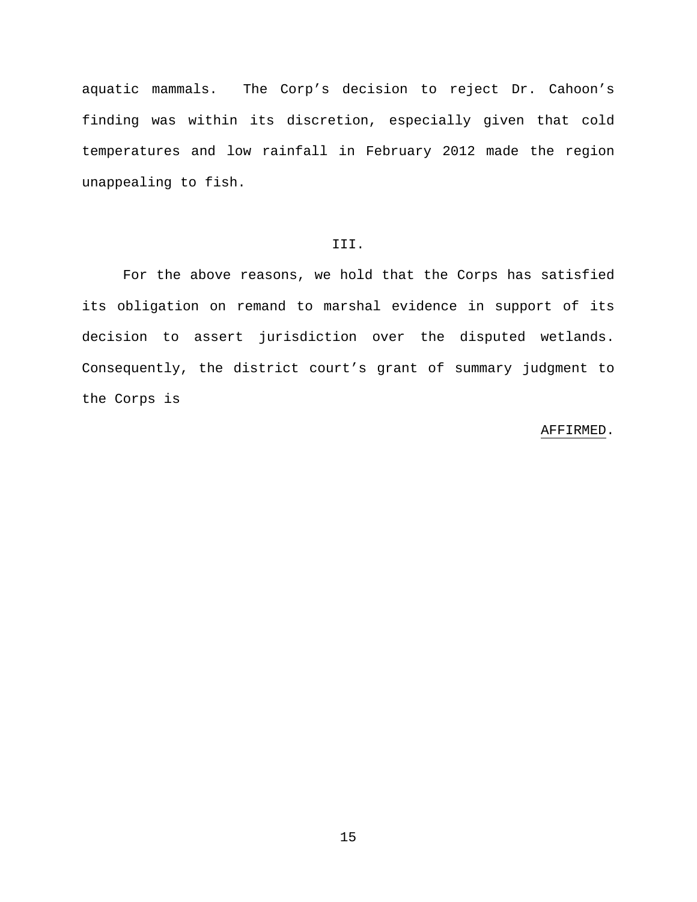aquatic mammals. The Corp's decision to reject Dr. Cahoon's finding was within its discretion, especially given that cold temperatures and low rainfall in February 2012 made the region unappealing to fish.

III.

For the above reasons, we hold that the Corps has satisfied its obligation on remand to marshal evidence in support of its decision to assert jurisdiction over the disputed wetlands. Consequently, the district court's grant of summary judgment to the Corps is

AFFIRMED.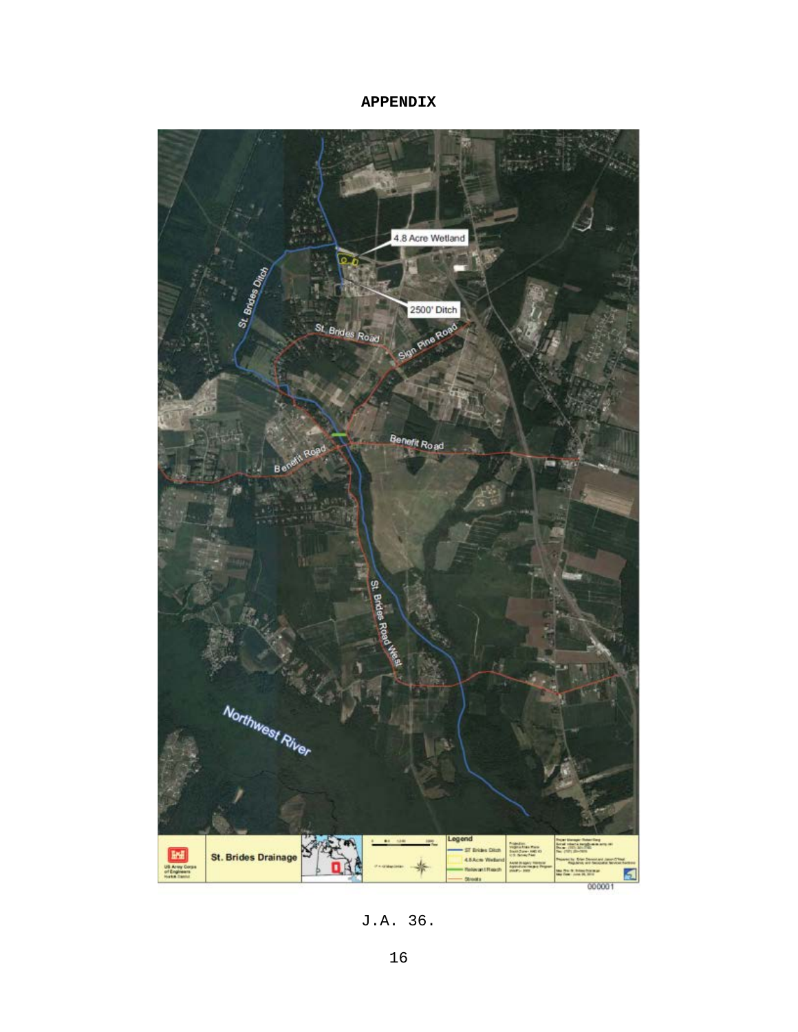**APPENDIX**

4.8 Acre Wetland

2500' Ditch

St. Brides Ditch

St. Brides Road

Sign Pine Road

Benefit Road

Benefit Road

St. Brides Road West

Northwest River

US Army Corps of Engineers Norfolk District

St. Brides Drainage

Legend

ST Brides Ditch

4.8 Acre Wetland

Relevant Reach

Streets

000001

J.A. 36.